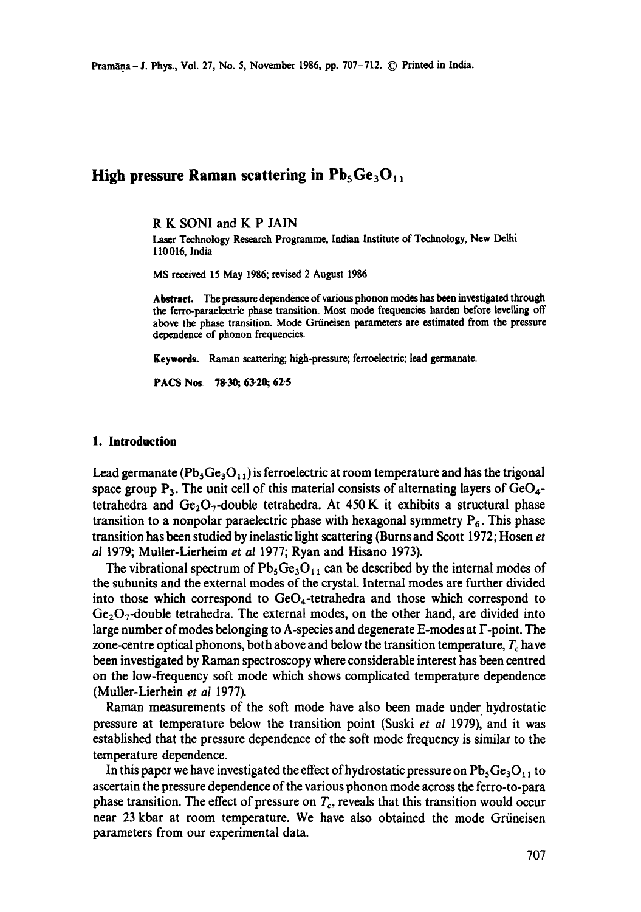# High pressure Raman scattering in $Pb_5Ge_3O_{11}$

R K SONI and K P JAIN

Laser Technology Research Programme, Indian Institute of Technology, New Delhi 110016, India

MS received 15 May 1986; revised 2 August 1986

**Abstract.** The pressure dependence of various phonon modes has been investigated through the ferro-paraelectric phase transition. Most mode frequencies harden before levelling off above the phase transition. Mode Grüneisen parameters are estimated from the pressure dependence of phonon frequencies.

**Keywords.** Raman scattering; high-pressure; ferroelectric; lead germanate.

**PACS Nos** 78·30; 63·20; 62·5

## 1. Introduction

Lead germanate ($Pb_5Ge_3O_{11}$) is ferroelectric at room temperature and has the trigonal space group $P_3$. The unit cell of this material consists of alternating layers of $GeO_4$-tetrahedra and $Ge_2O_7$-double tetrahedra. At 450 K it exhibits a structural phase transition to a nonpolar paraelectric phase with hexagonal symmetry $P_6$. This phase transition has been studied by inelastic light scattering (Burns and Scott 1972; Hosen *et al* 1979; Muller-Lierheim *et al* 1977; Ryan and Hisano 1973).

The vibrational spectrum of $Pb_5Ge_3O_{11}$ can be described by the internal modes of the subunits and the external modes of the crystal. Internal modes are further divided into those which correspond to $GeO_4$-tetrahedra and those which correspond to $Ge_2O_7$-double tetrahedra. The external modes, on the other hand, are divided into large number of modes belonging to A-species and degenerate E-modes at Γ-point. The zone-centre optical phonons, both above and below the transition temperature, $T_c$ have been investigated by Raman spectroscopy where considerable interest has been centred on the low-frequency soft mode which shows complicated temperature dependence (Muller-Lierhein *et al* 1977).

Raman measurements of the soft mode have also been made under hydrostatic pressure at temperature below the transition point (Suski *et al* 1979), and it was established that the pressure dependence of the soft mode frequency is similar to the temperature dependence.

In this paper we have investigated the effect of hydrostatic pressure on $Pb_5Ge_3O_{11}$ to ascertain the pressure dependence of the various phonon mode across the ferro-to-para phase transition. The effect of pressure on $T_c$, reveals that this transition would occur near 23 kbar at room temperature. We have also obtained the mode Grüneisen parameters from our experimental data.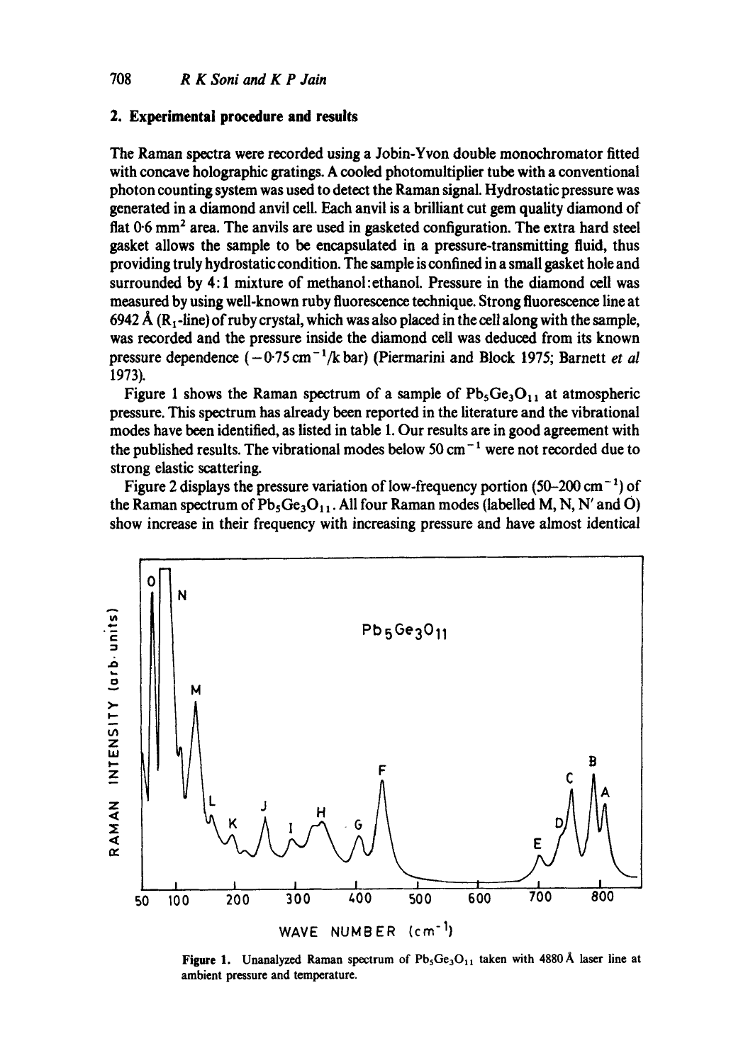## 2. Experimental procedure and results

The Raman spectra were recorded using a Jobin-Yvon double monochromator fitted with concave holographic gratings. A cooled photomultiplier tube with a conventional photon counting system was used to detect the Raman signal. Hydrostatic pressure was generated in a diamond anvil cell. Each anvil is a brilliant cut gem quality diamond of flat 0·6 $mm^2$ area. The anvils are used in gasketed configuration. The extra hard steel gasket allows the sample to be encapsulated in a pressure-transmitting fluid, thus providing truly hydrostatic condition. The sample is confined in a small gasket hole and surrounded by 4:1 mixture of methanol:ethanol. Pressure in the diamond cell was measured by using well-known ruby fluorescence technique. Strong fluorescence line at 6942 Å ($R_1$-line) of ruby crystal, which was also placed in the cell along with the sample, was recorded and the pressure inside the diamond cell was deduced from its known pressure dependence ($-0{\cdot}75\,cm^{-1}$/k bar) (Piermarini and Block 1975; Barnett *et al* 1973).

Figure 1 shows the Raman spectrum of a sample of $Pb_5Ge_3O_{11}$ at atmospheric pressure. This spectrum has already been reported in the literature and the vibrational modes have been identified, as listed in table 1. Our results are in good agreement with the published results. The vibrational modes below 50 $cm^{-1}$ were not recorded due to strong elastic scattering.

Figure 2 displays the pressure variation of low-frequency portion (50–200 $cm^{-1}$) of the Raman spectrum of $Pb_5Ge_3O_{11}$. All four Raman modes (labelled M, N, N′ and O) show increase in their frequency with increasing pressure and have almost identical

**Figure 1.** Unanalyzed Raman spectrum of $Pb_5Ge_3O_{11}$ taken with 4880 Å laser line at ambient pressure and temperature.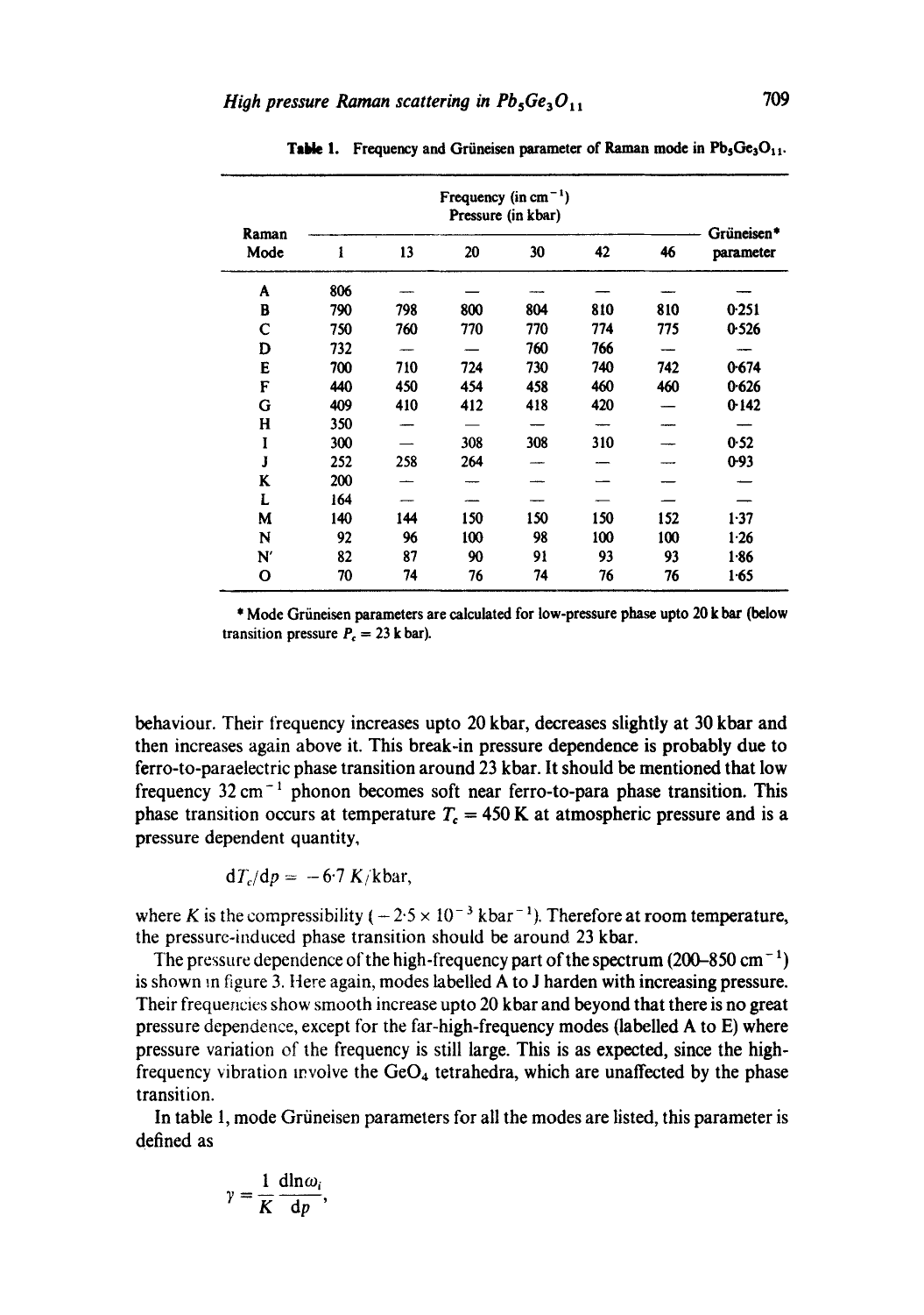**Table 1.** Frequency and Grüneisen parameter of Raman mode in $Pb_5Ge_3O_{11}$.

| Raman Mode | Frequency (in $cm^{-1}$) Pressure (in kbar) 1 | 13 | 20 | 30 | 42 | 46 | Grüneisen* parameter |
|---|---|---|---|---|---|---|---|
| A | 806 | — | — | — | — | — | — |
| B | 790 | 798 | 800 | 804 | 810 | 810 | 0·251 |
| C | 750 | 760 | 770 | 770 | 774 | 775 | 0·526 |
| D | 732 | — | — | 760 | 766 | — | — |
| E | 700 | 710 | 724 | 730 | 740 | 742 | 0·674 |
| F | 440 | 450 | 454 | 458 | 460 | 460 | 0·626 |
| G | 409 | 410 | 412 | 418 | 420 | — | 0·142 |
| H | 350 | — | — | — | — | — | — |
| I | 300 | — | 308 | 308 | 310 | — | 0·52 |
| J | 252 | 258 | 264 | — | — | — | 0·93 |
| K | 200 | — | — | — | — | — | — |
| L | 164 | — | — | — | — | — | — |
| M | 140 | 144 | 150 | 150 | 150 | 152 | 1·37 |
| N | 92 | 96 | 100 | 98 | 100 | 100 | 1·26 |
| N′ | 82 | 87 | 90 | 91 | 93 | 93 | 1·86 |
| O | 70 | 74 | 76 | 74 | 76 | 76 | 1·65 |

* Mode Grüneisen parameters are calculated for low-pressure phase upto 20 k bar (below transition pressure $P_c = 23$ k bar).

behaviour. Their frequency increases upto 20 kbar, decreases slightly at 30 kbar and then increases again above it. This break-in pressure dependence is probably due to ferro-to-paraelectric phase transition around 23 kbar. It should be mentioned that low frequency 32 $cm^{-1}$ phonon becomes soft near ferro-to-para phase transition. This phase transition occurs at temperature $T_c = 450$ K at atmospheric pressure and is a pressure dependent quantity,

$$dT_c/dp = -6{\cdot}7\ K/\text{kbar},$$

where $K$ is the compressibility ($-2{\cdot}5 \times 10^{-3}$ $\text{kbar}^{-1}$). Therefore at room temperature, the pressure-induced phase transition should be around 23 kbar.

The pressure dependence of the high-frequency part of the spectrum (200–850 $cm^{-1}$) is shown in figure 3. Here again, modes labelled A to J harden with increasing pressure. Their frequencies show smooth increase upto 20 kbar and beyond that there is no great pressure dependence, except for the far-high-frequency modes (labelled A to E) where pressure variation of the frequency is still large. This is as expected, since the high-frequency vibration involve the $GeO_4$ tetrahedra, which are unaffected by the phase transition.

In table 1, mode Grüneisen parameters for all the modes are listed, this parameter is defined as

$$\gamma = \frac{1}{K}\frac{d\ln\omega_i}{dp},$$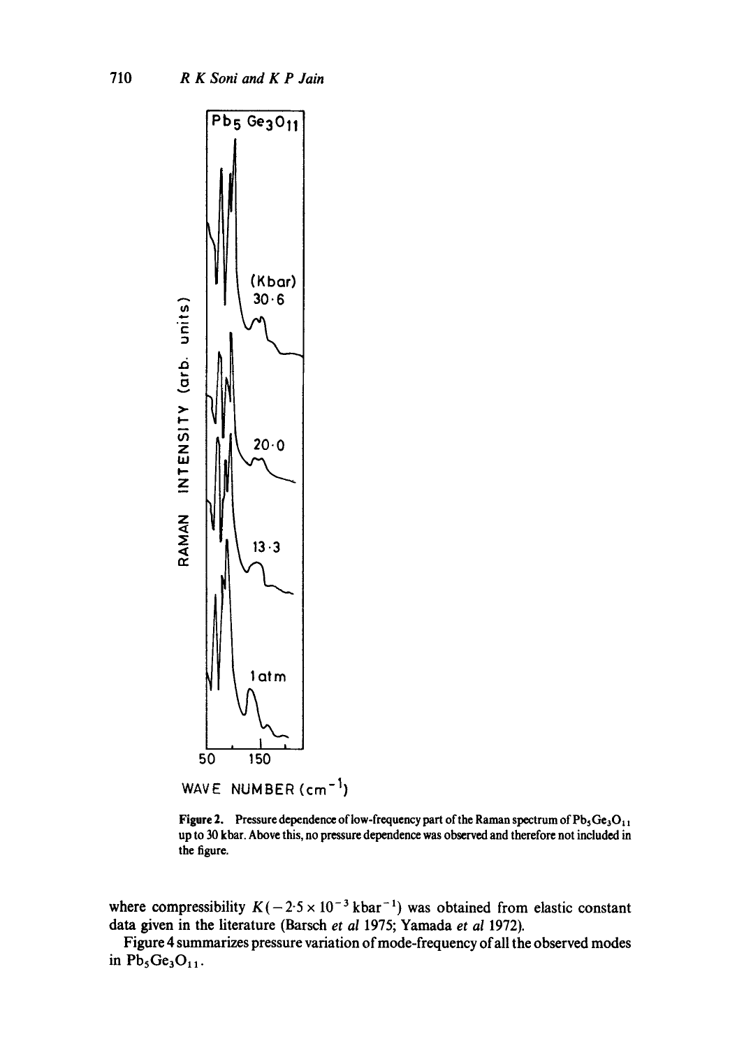**Figure 2.** Pressure dependence of low-frequency part of the Raman spectrum of $Pb_5Ge_3O_{11}$ up to 30 kbar. Above this, no pressure dependence was observed and therefore not included in the figure.

where compressibility $K(-2{\cdot}5 \times 10^{-3}\ \text{kbar}^{-1})$ was obtained from elastic constant data given in the literature (Barsch *et al* 1975; Yamada *et al* 1972).

Figure 4 summarizes pressure variation of mode-frequency of all the observed modes in $Pb_5Ge_3O_{11}$.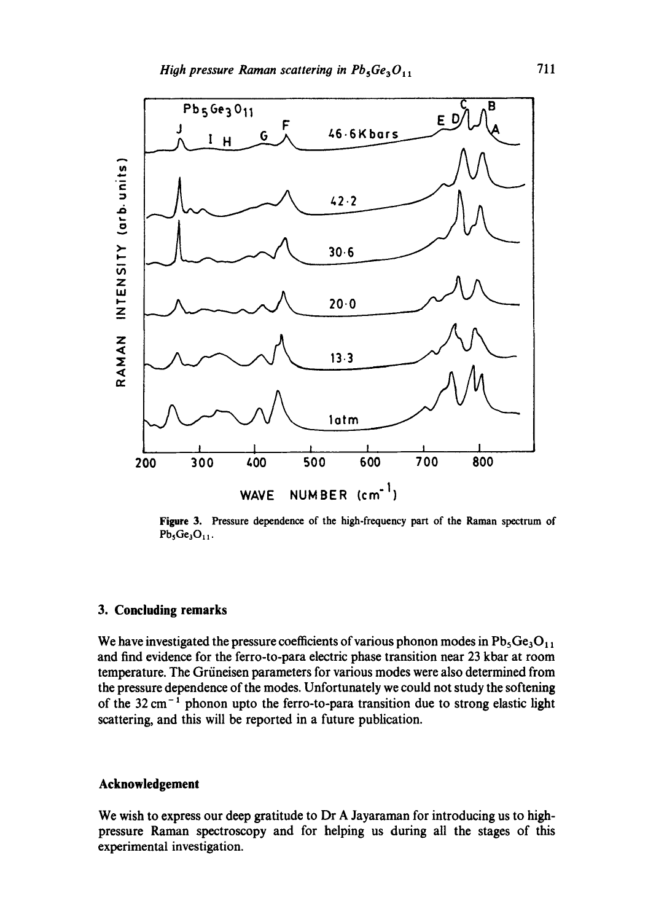Figure 3. Pressure dependence of the high-frequency part of the Raman spectrum of $Pb_5Ge_3O_{11}$.

## 3. Concluding remarks

We have investigated the pressure coefficients of various phonon modes in $Pb_5Ge_3O_{11}$ and find evidence for the ferro-to-para electric phase transition near 23 kbar at room temperature. The Grüneisen parameters for various modes were also determined from the pressure dependence of the modes. Unfortunately we could not study the softening of the 32 $cm^{-1}$ phonon upto the ferro-to-para transition due to strong elastic light scattering, and this will be reported in a future publication.

## Acknowledgement

We wish to express our deep gratitude to Dr A Jayaraman for introducing us to high-pressure Raman spectroscopy and for helping us during all the stages of this experimental investigation.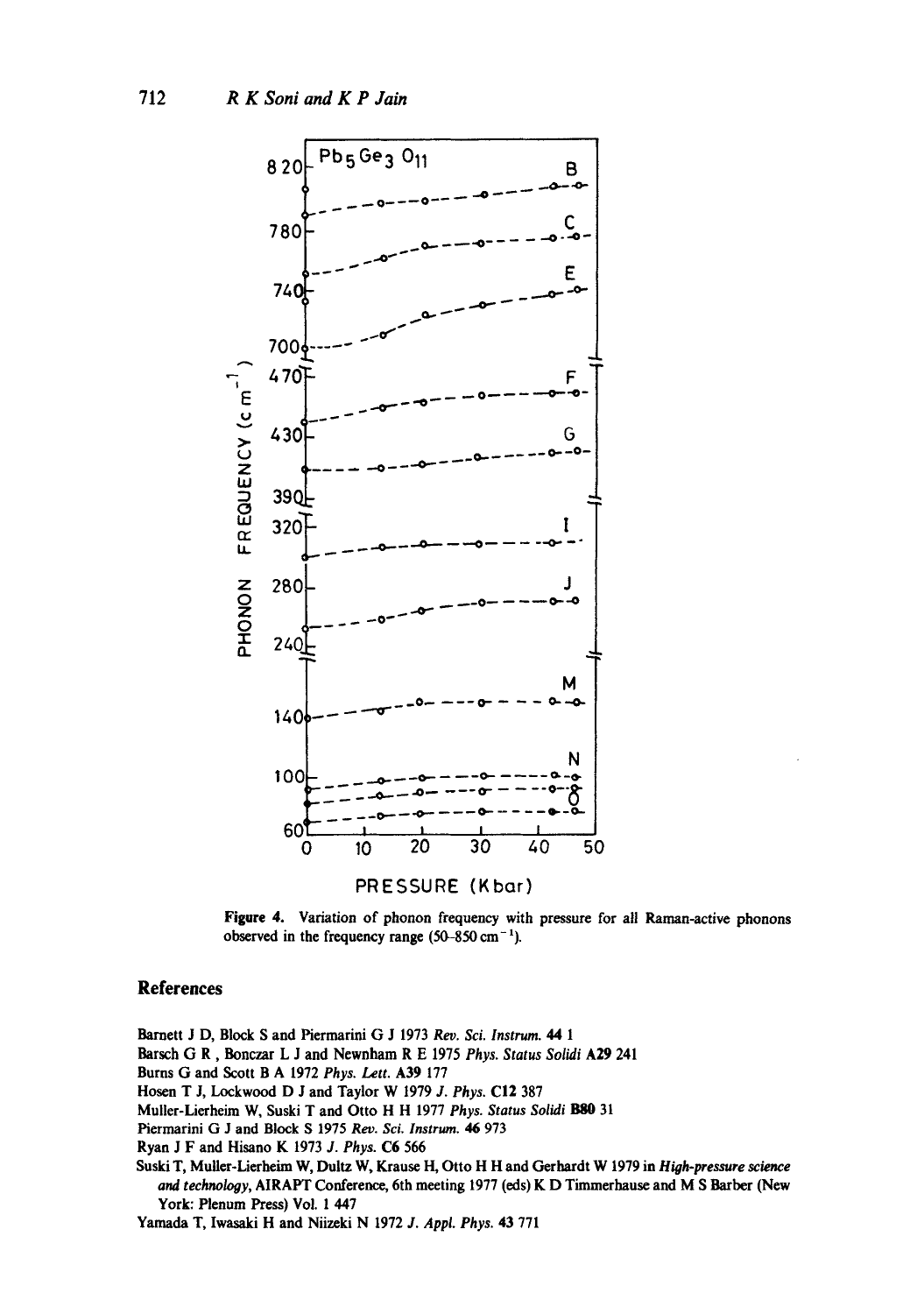Pb$_5$Ge$_3$O$_{11}$

PHONON FREQUENCY (cm$^{-1}$)

820
780
740
700
470
430
390
320
280
240
140
100
60

B
C
E
F
G
I
J
M
N
O

0 10 20 30 40 50

PRESSURE (Kbar)

**Figure 4.** Variation of phonon frequency with pressure for all Raman-active phonons observed in the frequency range (50–850 cm$^{-1}$).

## References

Barnett J D, Block S and Piermarini G J 1973 *Rev. Sci. Instrum.* **44** 1

Barsch G R , Bonczar L J and Newnham R E 1975 *Phys. Status Solidi* **A29** 241

Burns G and Scott B A 1972 *Phys. Lett.* **A39** 177

Hosen T J, Lockwood D J and Taylor W 1979 *J. Phys.* **C12** 387

Muller-Lierheim W, Suski T and Otto H H 1977 *Phys. Status Solidi* **B80** 31

Piermarini G J and Block S 1975 *Rev. Sci. Instrum.* **46** 973

Ryan J F and Hisano K 1973 *J. Phys.* **C6** 566

Suski T, Muller-Lierheim W, Dultz W, Krause H, Otto H H and Gerhardt W 1979 in *High-pressure science and technology*, AIRAPT Conference, 6th meeting 1977 (eds) K D Timmerhause and M S Barber (New York: Plenum Press) Vol. 1 447

Yamada T, Iwasaki H and Niizeki N 1972 *J. Appl. Phys.* **43** 771